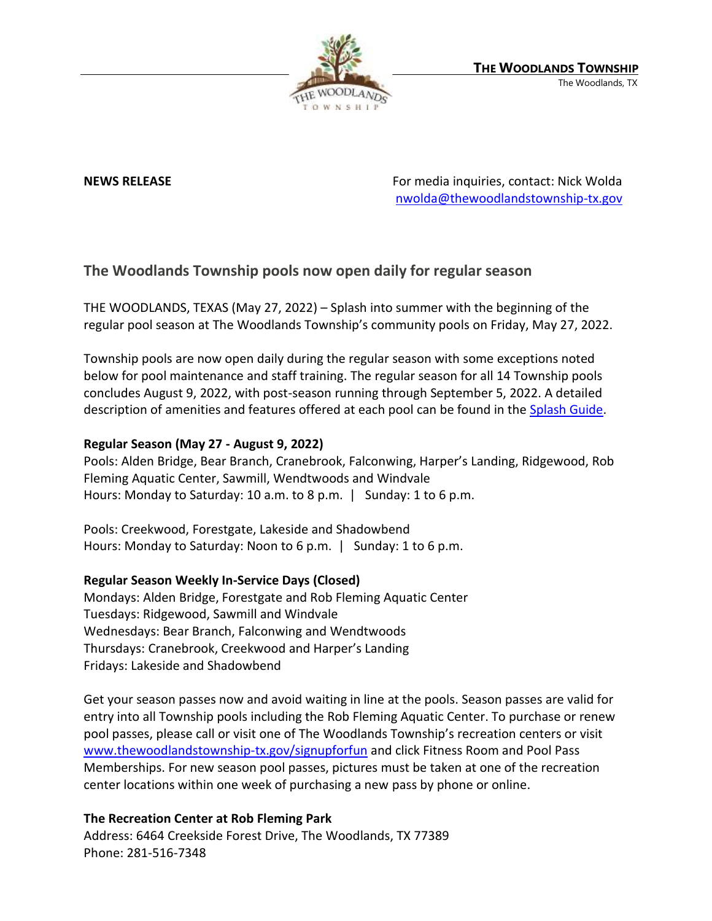**THE WOODLANDS TOWNSHIP**
The Woodlands, TX

**NEWS RELEASE**

For media inquiries, contact: Nick Wolda
nwolda@thewoodlandstownship-tx.gov

## The Woodlands Township pools now open daily for regular season

THE WOODLANDS, TEXAS (May 27, 2022) – Splash into summer with the beginning of the regular pool season at The Woodlands Township's community pools on Friday, May 27, 2022.

Township pools are now open daily during the regular season with some exceptions noted below for pool maintenance and staff training. The regular season for all 14 Township pools concludes August 9, 2022, with post-season running through September 5, 2022. A detailed description of amenities and features offered at each pool can be found in the Splash Guide.

**Regular Season (May 27 - August 9, 2022)**
Pools: Alden Bridge, Bear Branch, Cranebrook, Falconwing, Harper's Landing, Ridgewood, Rob Fleming Aquatic Center, Sawmill, Wendtwoods and Windvale
Hours: Monday to Saturday: 10 a.m. to 8 p.m. | Sunday: 1 to 6 p.m.

Pools: Creekwood, Forestgate, Lakeside and Shadowbend
Hours: Monday to Saturday: Noon to 6 p.m. | Sunday: 1 to 6 p.m.

**Regular Season Weekly In-Service Days (Closed)**
Mondays: Alden Bridge, Forestgate and Rob Fleming Aquatic Center
Tuesdays: Ridgewood, Sawmill and Windvale
Wednesdays: Bear Branch, Falconwing and Wendtwoods
Thursdays: Cranebrook, Creekwood and Harper's Landing
Fridays: Lakeside and Shadowbend

Get your season passes now and avoid waiting in line at the pools. Season passes are valid for entry into all Township pools including the Rob Fleming Aquatic Center. To purchase or renew pool passes, please call or visit one of The Woodlands Township's recreation centers or visit www.thewoodlandstownship-tx.gov/signupforfun and click Fitness Room and Pool Pass Memberships. For new season pool passes, pictures must be taken at one of the recreation center locations within one week of purchasing a new pass by phone or online.

**The Recreation Center at Rob Fleming Park**
Address: 6464 Creekside Forest Drive, The Woodlands, TX 77389
Phone: 281-516-7348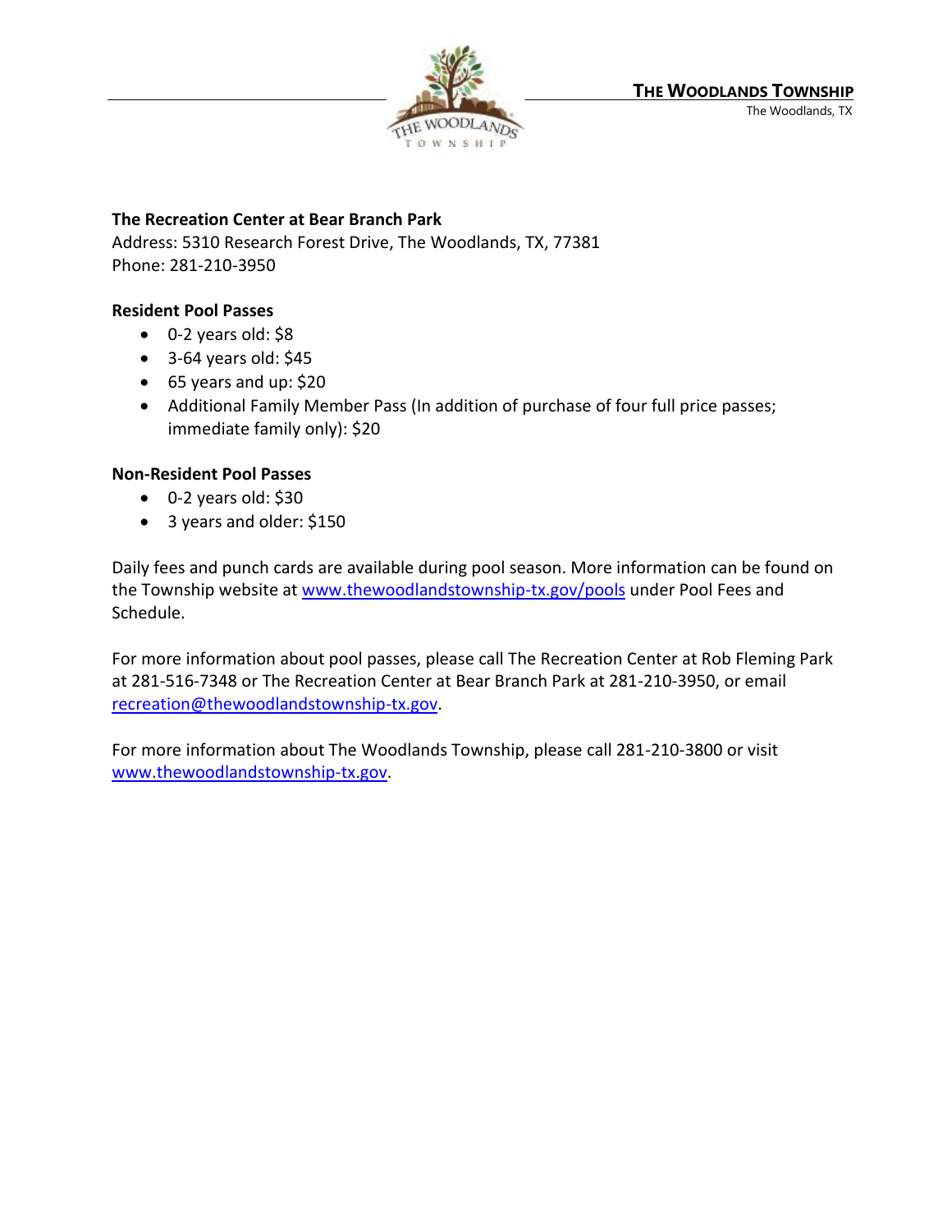**The Recreation Center at Bear Branch Park**
Address: 5310 Research Forest Drive, The Woodlands, TX, 77381
Phone: 281-210-3950

**Resident Pool Passes**

- 0-2 years old: $8
- 3-64 years old: $45
- 65 years and up: $20
- Additional Family Member Pass (In addition of purchase of four full price passes; immediate family only): $20

**Non-Resident Pool Passes**

- 0-2 years old: $30
- 3 years and older: $150

Daily fees and punch cards are available during pool season. More information can be found on the Township website at www.thewoodlandstownship-tx.gov/pools under Pool Fees and Schedule.

For more information about pool passes, please call The Recreation Center at Rob Fleming Park at 281-516-7348 or The Recreation Center at Bear Branch Park at 281-210-3950, or email recreation@thewoodlandstownship-tx.gov.

For more information about The Woodlands Township, please call 281-210-3800 or visit www.thewoodlandstownship-tx.gov.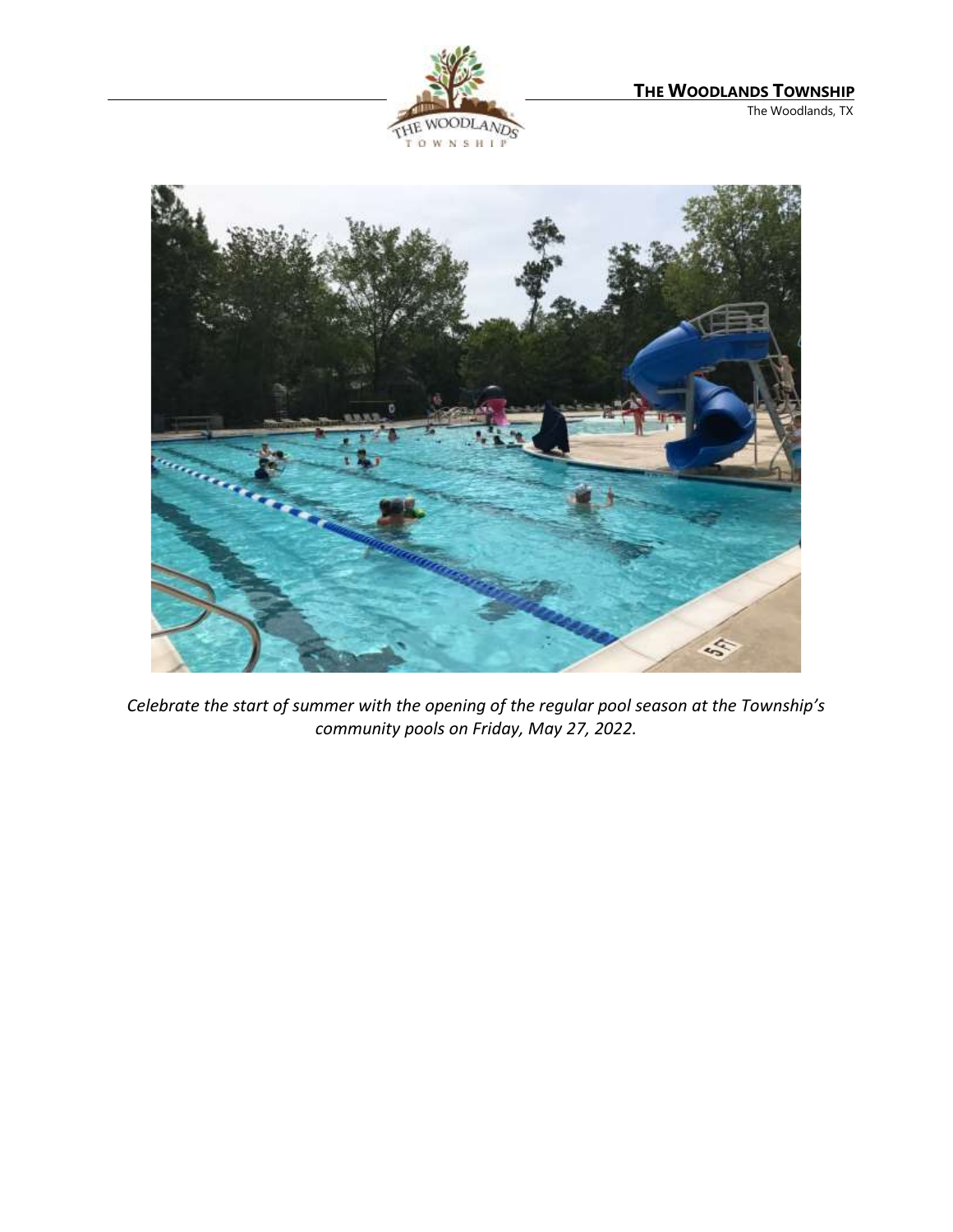*Celebrate the start of summer with the opening of the regular pool season at the Township's community pools on Friday, May 27, 2022.*